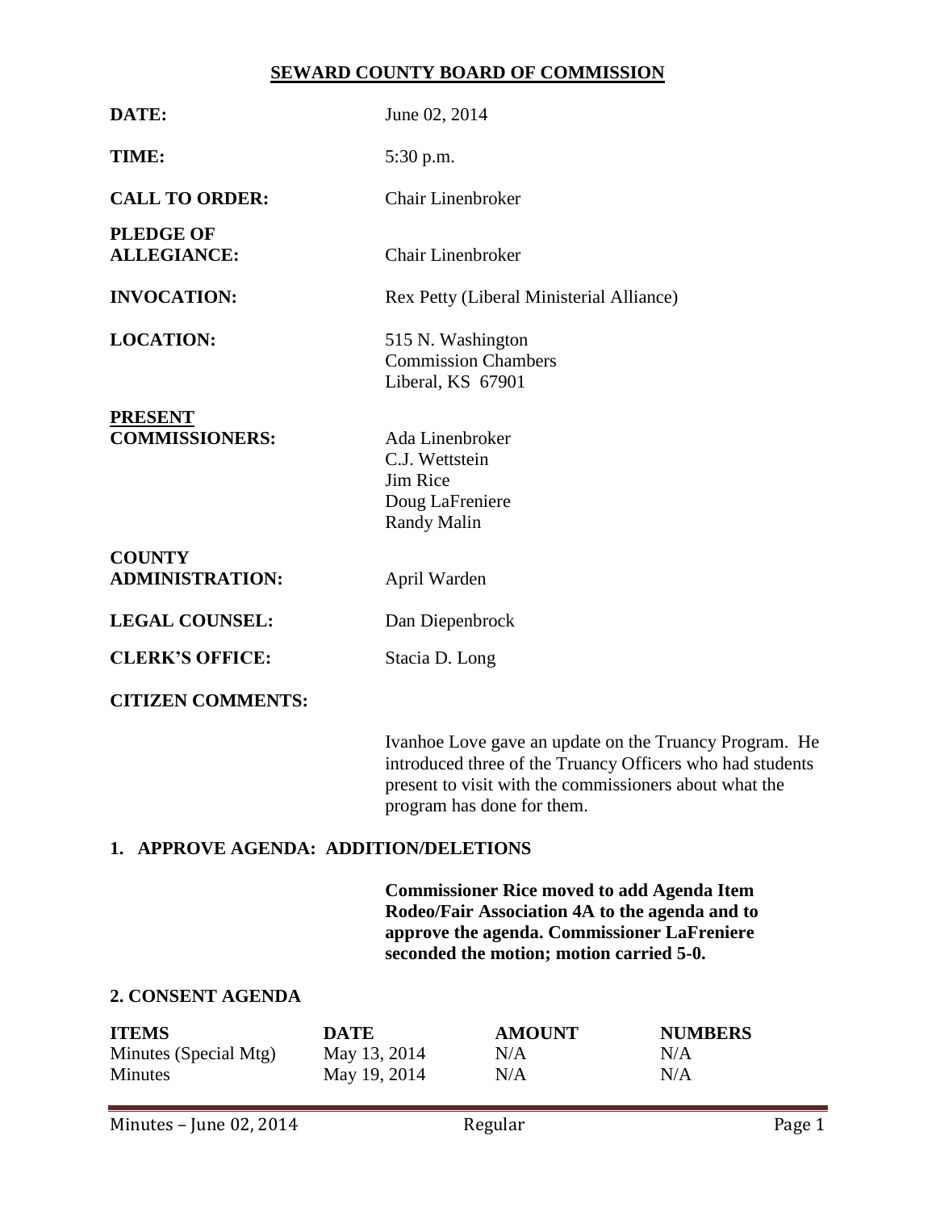# SEWARD COUNTY BOARD OF COMMISSION

**DATE:** June 02, 2014

**TIME:** 5:30 p.m.

**CALL TO ORDER:** Chair Linenbroker

**PLEDGE OF ALLEGIANCE:** Chair Linenbroker

**INVOCATION:** Rex Petty (Liberal Ministerial Alliance)

**LOCATION:** 515 N. Washington
Commission Chambers
Liberal, KS 67901

**PRESENT COMMISSIONERS:** Ada Linenbroker
C.J. Wettstein
Jim Rice
Doug LaFreniere
Randy Malin

**COUNTY ADMINISTRATION:** April Warden

**LEGAL COUNSEL:** Dan Diepenbrock

**CLERK'S OFFICE:** Stacia D. Long

**CITIZEN COMMENTS:**

Ivanhoe Love gave an update on the Truancy Program. He introduced three of the Truancy Officers who had students present to visit with the commissioners about what the program has done for them.

## 1. APPROVE AGENDA: ADDITION/DELETIONS

**Commissioner Rice moved to add Agenda Item Rodeo/Fair Association 4A to the agenda and to approve the agenda. Commissioner LaFreniere seconded the motion; motion carried 5-0.**

## 2. CONSENT AGENDA

| ITEMS | DATE | AMOUNT | NUMBERS |
|---|---|---|---|
| Minutes (Special Mtg) | May 13, 2014 | N/A | N/A |
| Minutes | May 19, 2014 | N/A | N/A |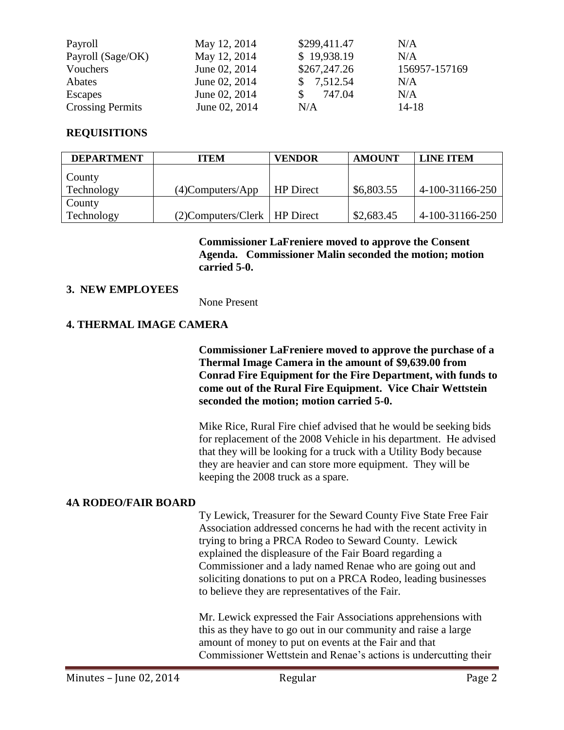| | | | |
|---|---|---|---|
| Payroll | May 12, 2014 | $299,411.47 | N/A |
| Payroll (Sage/OK) | May 12, 2014 | $ 19,938.19 | N/A |
| Vouchers | June 02, 2014 | $267,247.26 | 156957-157169 |
| Abates | June 02, 2014 | $ 7,512.54 | N/A |
| Escapes | June 02, 2014 | $ 747.04 | N/A |
| Crossing Permits | June 02, 2014 | N/A | 14-18 |

## REQUISITIONS

| DEPARTMENT | ITEM | VENDOR | AMOUNT | LINE ITEM |
|---|---|---|---|---|
| County Technology | (4)Computers/App | HP Direct | $6,803.55 | 4-100-31166-250 |
| County Technology | (2)Computers/Clerk | HP Direct | $2,683.45 | 4-100-31166-250 |

**Commissioner LaFreniere moved to approve the Consent Agenda. Commissioner Malin seconded the motion; motion carried 5-0.**

## 3. NEW EMPLOYEES

None Present

## 4. THERMAL IMAGE CAMERA

**Commissioner LaFreniere moved to approve the purchase of a Thermal Image Camera in the amount of $9,639.00 from Conrad Fire Equipment for the Fire Department, with funds to come out of the Rural Fire Equipment. Vice Chair Wettstein seconded the motion; motion carried 5-0.**

Mike Rice, Rural Fire chief advised that he would be seeking bids for replacement of the 2008 Vehicle in his department. He advised that they will be looking for a truck with a Utility Body because they are heavier and can store more equipment. They will be keeping the 2008 truck as a spare.

## 4A RODEO/FAIR BOARD

Ty Lewick, Treasurer for the Seward County Five State Free Fair Association addressed concerns he had with the recent activity in trying to bring a PRCA Rodeo to Seward County. Lewick explained the displeasure of the Fair Board regarding a Commissioner and a lady named Renae who are going out and soliciting donations to put on a PRCA Rodeo, leading businesses to believe they are representatives of the Fair.

Mr. Lewick expressed the Fair Associations apprehensions with this as they have to go out in our community and raise a large amount of money to put on events at the Fair and that Commissioner Wettstein and Renae's actions is undercutting their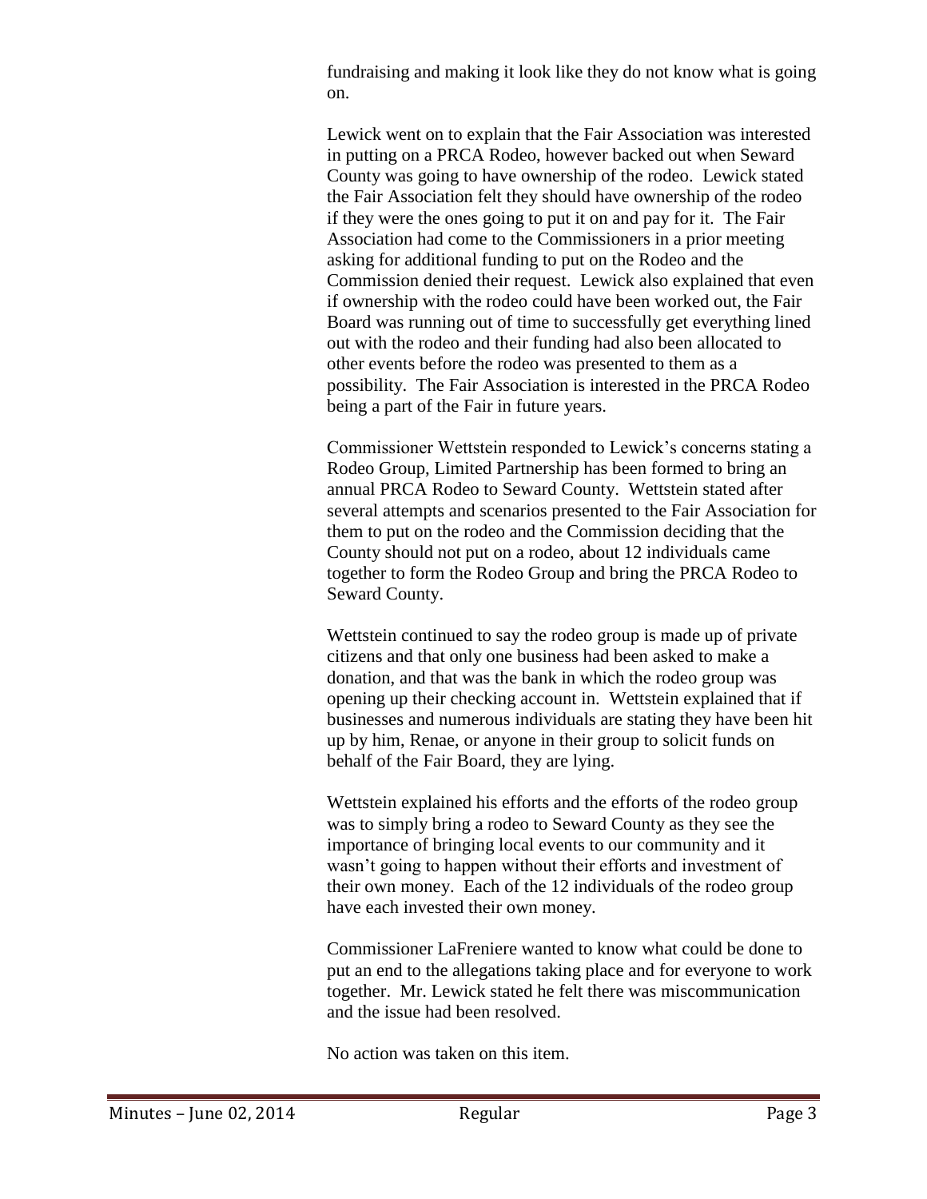fundraising and making it look like they do not know what is going on.

Lewick went on to explain that the Fair Association was interested in putting on a PRCA Rodeo, however backed out when Seward County was going to have ownership of the rodeo. Lewick stated the Fair Association felt they should have ownership of the rodeo if they were the ones going to put it on and pay for it. The Fair Association had come to the Commissioners in a prior meeting asking for additional funding to put on the Rodeo and the Commission denied their request. Lewick also explained that even if ownership with the rodeo could have been worked out, the Fair Board was running out of time to successfully get everything lined out with the rodeo and their funding had also been allocated to other events before the rodeo was presented to them as a possibility. The Fair Association is interested in the PRCA Rodeo being a part of the Fair in future years.

Commissioner Wettstein responded to Lewick's concerns stating a Rodeo Group, Limited Partnership has been formed to bring an annual PRCA Rodeo to Seward County. Wettstein stated after several attempts and scenarios presented to the Fair Association for them to put on the rodeo and the Commission deciding that the County should not put on a rodeo, about 12 individuals came together to form the Rodeo Group and bring the PRCA Rodeo to Seward County.

Wettstein continued to say the rodeo group is made up of private citizens and that only one business had been asked to make a donation, and that was the bank in which the rodeo group was opening up their checking account in. Wettstein explained that if businesses and numerous individuals are stating they have been hit up by him, Renae, or anyone in their group to solicit funds on behalf of the Fair Board, they are lying.

Wettstein explained his efforts and the efforts of the rodeo group was to simply bring a rodeo to Seward County as they see the importance of bringing local events to our community and it wasn't going to happen without their efforts and investment of their own money. Each of the 12 individuals of the rodeo group have each invested their own money.

Commissioner LaFreniere wanted to know what could be done to put an end to the allegations taking place and for everyone to work together. Mr. Lewick stated he felt there was miscommunication and the issue had been resolved.

No action was taken on this item.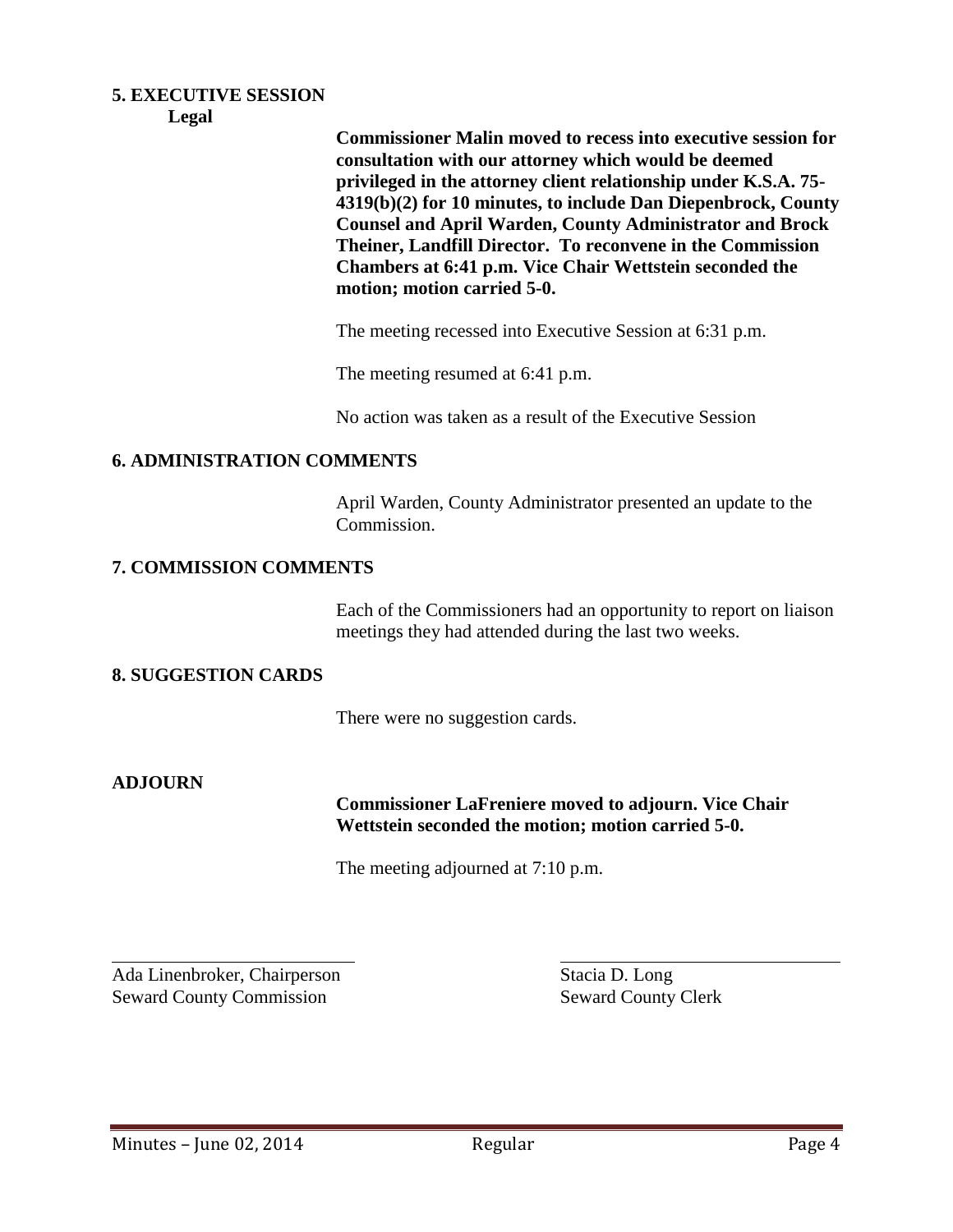## 5. EXECUTIVE SESSION

### Legal

**Commissioner Malin moved to recess into executive session for consultation with our attorney which would be deemed privileged in the attorney client relationship under K.S.A. 75-4319(b)(2) for 10 minutes, to include Dan Diepenbrock, County Counsel and April Warden, County Administrator and Brock Theiner, Landfill Director. To reconvene in the Commission Chambers at 6:41 p.m. Vice Chair Wettstein seconded the motion; motion carried 5-0.**

The meeting recessed into Executive Session at 6:31 p.m.

The meeting resumed at 6:41 p.m.

No action was taken as a result of the Executive Session

## 6. ADMINISTRATION COMMENTS

April Warden, County Administrator presented an update to the Commission.

## 7. COMMISSION COMMENTS

Each of the Commissioners had an opportunity to report on liaison meetings they had attended during the last two weeks.

## 8. SUGGESTION CARDS

There were no suggestion cards.

## ADJOURN

**Commissioner LaFreniere moved to adjourn. Vice Chair Wettstein seconded the motion; motion carried 5-0.**

The meeting adjourned at 7:10 p.m.

Ada Linenbroker, Chairperson
Seward County Commission

Stacia D. Long
Seward County Clerk